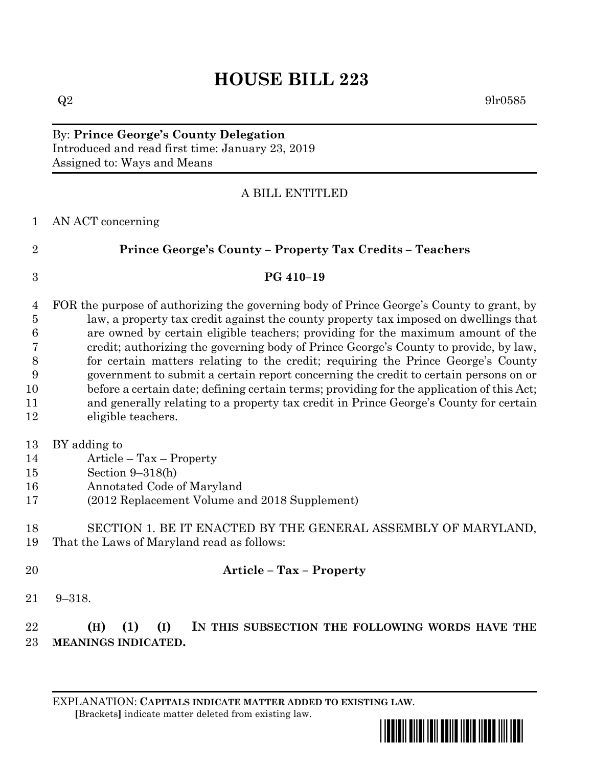# HOUSE BILL 223

Q2 9lr0585

By: **Prince George's County Delegation**
Introduced and read first time: January 23, 2019
Assigned to: Ways and Means

A BILL ENTITLED

1 AN ACT concerning

2 **Prince George's County – Property Tax Credits – Teachers**

3 **PG 410–19**

4 FOR the purpose of authorizing the governing body of Prince George's County to grant, by
5 law, a property tax credit against the county property tax imposed on dwellings that
6 are owned by certain eligible teachers; providing for the maximum amount of the
7 credit; authorizing the governing body of Prince George's County to provide, by law,
8 for certain matters relating to the credit; requiring the Prince George's County
9 government to submit a certain report concerning the credit to certain persons on or
10 before a certain date; defining certain terms; providing for the application of this Act;
11 and generally relating to a property tax credit in Prince George's County for certain
12 eligible teachers.

13 BY adding to
14 Article – Tax – Property
15 Section 9–318(h)
16 Annotated Code of Maryland
17 (2012 Replacement Volume and 2018 Supplement)

18 SECTION 1. BE IT ENACTED BY THE GENERAL ASSEMBLY OF MARYLAND,
19 That the Laws of Maryland read as follows:

20 **Article – Tax – Property**

21 9–318.

22 **(H) (1) (I) IN THIS SUBSECTION THE FOLLOWING WORDS HAVE THE**
23 **MEANINGS INDICATED.**

EXPLANATION: **CAPITALS INDICATE MATTER ADDED TO EXISTING LAW**.
**[**Brackets**]** indicate matter deleted from existing law.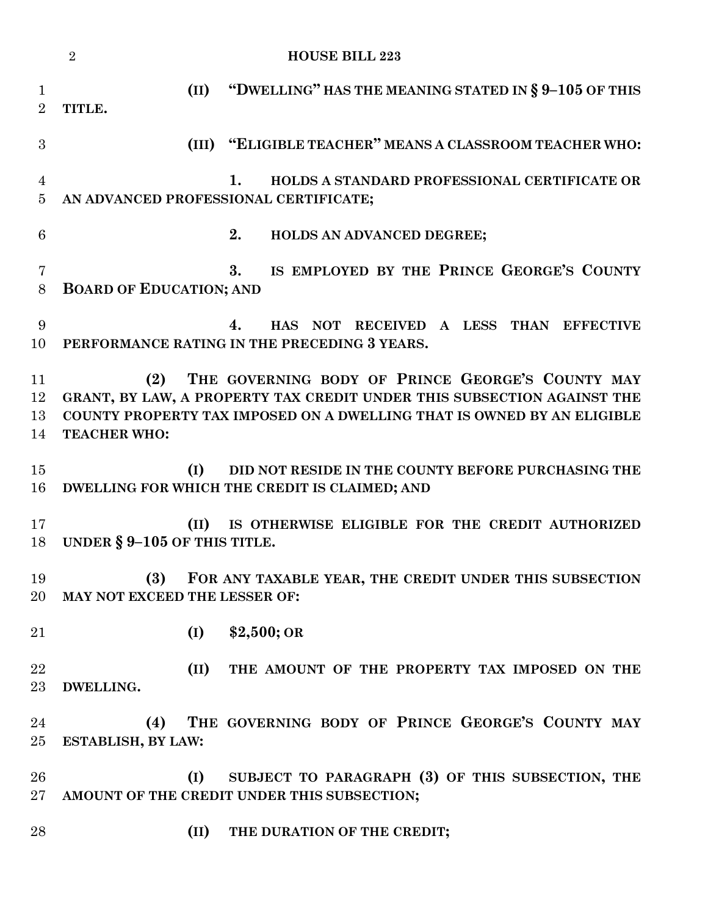**(II) "DWELLING" HAS THE MEANING STATED IN § 9–105 OF THIS TITLE.**

**(III) "ELIGIBLE TEACHER" MEANS A CLASSROOM TEACHER WHO:**

**1. HOLDS A STANDARD PROFESSIONAL CERTIFICATE OR AN ADVANCED PROFESSIONAL CERTIFICATE;**

**2. HOLDS AN ADVANCED DEGREE;**

**3. IS EMPLOYED BY THE PRINCE GEORGE'S COUNTY BOARD OF EDUCATION; AND**

**4. HAS NOT RECEIVED A LESS THAN EFFECTIVE PERFORMANCE RATING IN THE PRECEDING 3 YEARS.**

**(2) THE GOVERNING BODY OF PRINCE GEORGE'S COUNTY MAY GRANT, BY LAW, A PROPERTY TAX CREDIT UNDER THIS SUBSECTION AGAINST THE COUNTY PROPERTY TAX IMPOSED ON A DWELLING THAT IS OWNED BY AN ELIGIBLE TEACHER WHO:**

**(I) DID NOT RESIDE IN THE COUNTY BEFORE PURCHASING THE DWELLING FOR WHICH THE CREDIT IS CLAIMED; AND**

**(II) IS OTHERWISE ELIGIBLE FOR THE CREDIT AUTHORIZED UNDER § 9–105 OF THIS TITLE.**

**(3) FOR ANY TAXABLE YEAR, THE CREDIT UNDER THIS SUBSECTION MAY NOT EXCEED THE LESSER OF:**

**(I) $2,500; OR**

**(II) THE AMOUNT OF THE PROPERTY TAX IMPOSED ON THE DWELLING.**

**(4) THE GOVERNING BODY OF PRINCE GEORGE'S COUNTY MAY ESTABLISH, BY LAW:**

**(I) SUBJECT TO PARAGRAPH (3) OF THIS SUBSECTION, THE AMOUNT OF THE CREDIT UNDER THIS SUBSECTION;**

**(II) THE DURATION OF THE CREDIT;**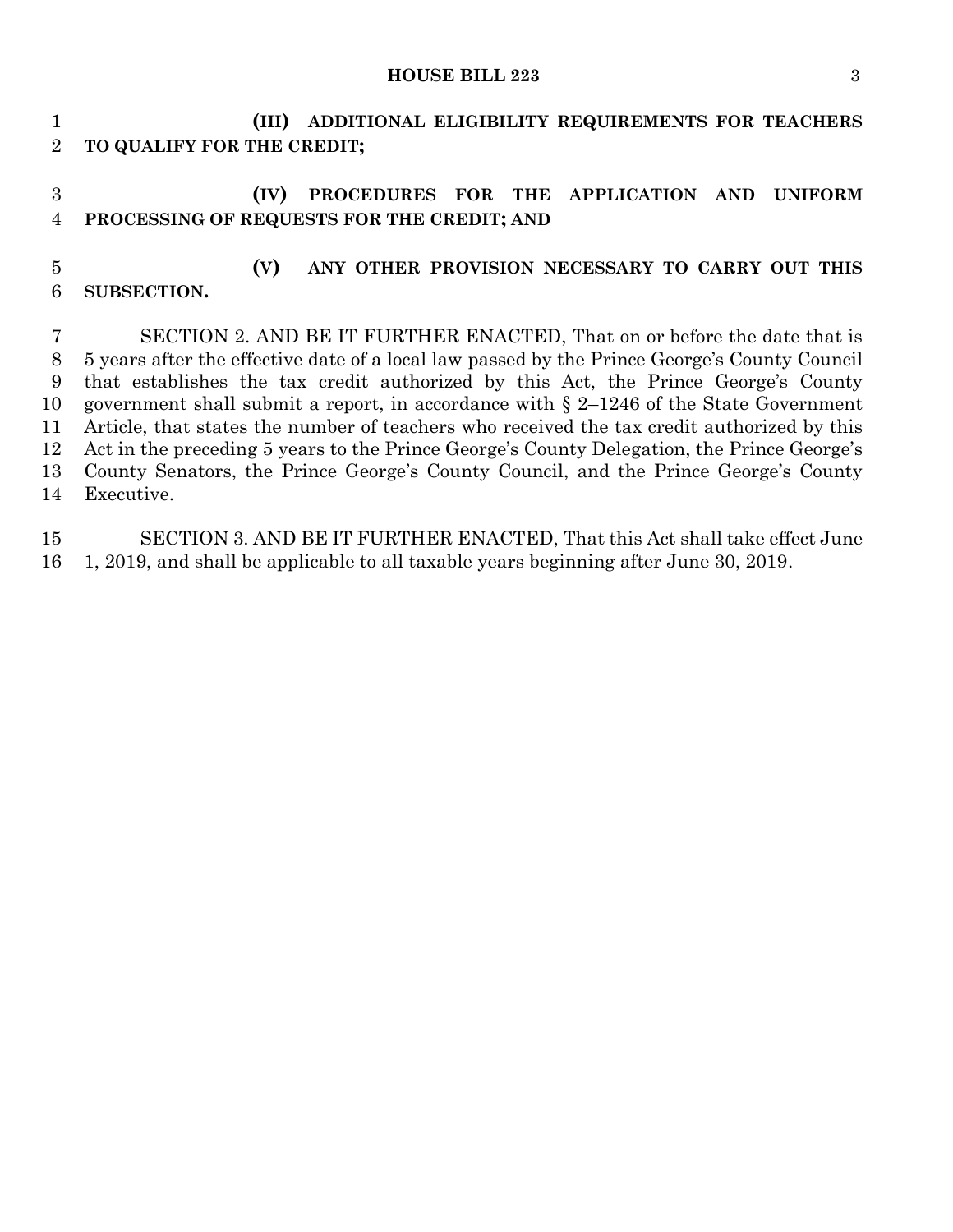**(III) ADDITIONAL ELIGIBILITY REQUIREMENTS FOR TEACHERS TO QUALIFY FOR THE CREDIT;**

**(IV) PROCEDURES FOR THE APPLICATION AND UNIFORM PROCESSING OF REQUESTS FOR THE CREDIT; AND**

**(V) ANY OTHER PROVISION NECESSARY TO CARRY OUT THIS SUBSECTION.**

SECTION 2. AND BE IT FURTHER ENACTED, That on or before the date that is 5 years after the effective date of a local law passed by the Prince George's County Council that establishes the tax credit authorized by this Act, the Prince George's County government shall submit a report, in accordance with § 2–1246 of the State Government Article, that states the number of teachers who received the tax credit authorized by this Act in the preceding 5 years to the Prince George's County Delegation, the Prince George's County Senators, the Prince George's County Council, and the Prince George's County Executive.

SECTION 3. AND BE IT FURTHER ENACTED, That this Act shall take effect June 1, 2019, and shall be applicable to all taxable years beginning after June 30, 2019.